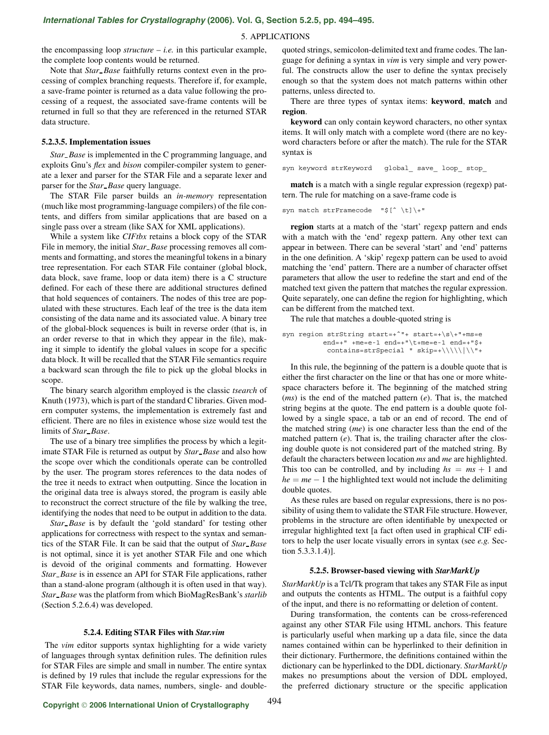the encompassing loop *structure* – *i.e.* in this particular example, the complete loop contents would be returned.

Note that *Star_Base* faithfully returns context even in the processing of complex branching requests. Therefore if, for example, a save-frame pointer is returned as a data value following the processing of a request, the associated save-frame contents will be returned in full so that they are referenced in the returned STAR data structure.

#### 5.2.3.5. Implementation issues

*Star_Base* is implemented in the C programming language, and exploits Gnu's *flex* and *bison* compiler-compiler system to generate a lexer and parser for the STAR File and a separate lexer and parser for the *Star_Base* query language.

The STAR File parser builds an *in-memory* representation (much like most programming-language compilers) of the file contents, and differs from similar applications that are based on a single pass over a stream (like SAX for XML applications).

While a system like *CIFtbx* retains a block copy of the STAR File in memory, the initial *Star_Base* processing removes all comments and formatting, and stores the meaningful tokens in a binary tree representation. For each STAR File container (global block, data block, save frame, loop or data item) there is a C structure defined. For each of these there are additional structures defined that hold sequences of containers. The nodes of this tree are populated with these structures. Each leaf of the tree is the data item consisting of the data name and its associated value. A binary tree of the global-block sequences is built in reverse order (that is, in an order reverse to that in which they appear in the file), making it simple to identify the global values in scope for a specific data block. It will be recalled that the STAR File semantics require a backward scan through the file to pick up the global blocks in scope.

The binary search algorithm employed is the classic *tsearch* of Knuth (1973), which is part of the standard C libraries. Given modern computer systems, the implementation is extremely fast and efficient. There are no files in existence whose size would test the limits of *Star_Base*.

The use of a binary tree simplifies the process by which a legitimate STAR File is returned as output by *Star_Base* and also how the scope over which the conditionals operate can be controlled by the user. The program stores references to the data nodes of the tree it needs to extract when outputting. Since the location in the original data tree is always stored, the program is easily able to reconstruct the correct structure of the file by walking the tree, identifying the nodes that need to be output in addition to the data.

*Star_Base* is by default the 'gold standard' for testing other applications for correctness with respect to the syntax and semantics of the STAR File. It can be said that the output of *Star_Base* is not optimal, since it is yet another STAR File and one which is devoid of the original comments and formatting. However *Star_Base* is in essence an API for STAR File applications, rather than a stand-alone program (although it is often used in that way). *Star_Base* was the platform from which BioMagResBank's *starlib* (Section 5.2.6.4) was developed.

### 5.2.4. Editing STAR Files with *Star.vim*

The *vim* editor supports syntax highlighting for a wide variety of languages through syntax definition rules. The definition rules for STAR Files are simple and small in number. The entire syntax is defined by 19 rules that include the regular expressions for the STAR File keywords, data names, numbers, single- and double-quoted strings, semicolon-delimited text and frame codes. The language for defining a syntax in *vim* is very simple and very powerful. The constructs allow the user to define the syntax precisely enough so that the system does not match patterns within other patterns, unless directed to.

There are three types of syntax items: **keyword**, **match** and **region**.

**keyword** can only contain keyword characters, no other syntax items. It will only match with a complete word (there are no keyword characters before or after the match). The rule for the STAR syntax is

```
syn keyword strKeyword   global_ save_ loop_ stop_
```

**match** is a match with a single regular expression (regexp) pattern. The rule for matching on a save-frame code is

```
syn match strFramecode  "$[^ \t]\+"
```

**region** starts at a match of the 'start' regexp pattern and ends with a match with the 'end' regexp pattern. Any other text can appear in between. There can be several 'start' and 'end' patterns in the one definition. A 'skip' regexp pattern can be used to avoid matching the 'end' pattern. There are a number of character offset parameters that allow the user to redefine the start and end of the matched text given the pattern that matches the regular expression. Quite separately, one can define the region for highlighting, which can be different from the matched text.

The rule that matches a double-quoted string is

```
syn region strString start=+^"+ start=+\s\+"+ms=e
          end=+" +me=e-1 end=+"\t+me=e-1 end=+"$+
           contains=strSpecial " skip=+\\\\\|\\"+
```

In this rule, the beginning of the pattern is a double quote that is either the first character on the line or that has one or more white-space characters before it. The beginning of the matched string (*ms*) is the end of the matched pattern (*e*). That is, the matched string begins at the quote. The end pattern is a double quote followed by a single space, a tab or an end of record. The end of the matched string (*me*) is one character less than the end of the matched pattern (*e*). That is, the trailing character after the closing double quote is not considered part of the matched string. By default the characters between location *ms* and *me* are highlighted. This too can be controlled, and by including $hs = ms + 1$ and $he = me - 1$ the highlighted text would not include the delimiting double quotes.

As these rules are based on regular expressions, there is no possibility of using them to validate the STAR File structure. However, problems in the structure are often identifiable by unexpected or irregular highlighted text [a fact often used in graphical CIF editors to help the user locate visually errors in syntax (see *e.g.* Section 5.3.3.1.4)].

### 5.2.5. Browser-based viewing with *StarMarkUp*

*StarMarkUp* is a Tcl/Tk program that takes any STAR File as input and outputs the contents as HTML. The output is a faithful copy of the input, and there is no reformatting or deletion of content.

During transformation, the contents can be cross-referenced against any other STAR File using HTML anchors. This feature is particularly useful when marking up a data file, since the data names contained within can be hyperlinked to their definition in their dictionary. Furthermore, the definitions contained within the dictionary can be hyperlinked to the DDL dictionary. *StarMarkUp* makes no presumptions about the version of DDL employed, the preferred dictionary structure or the specific application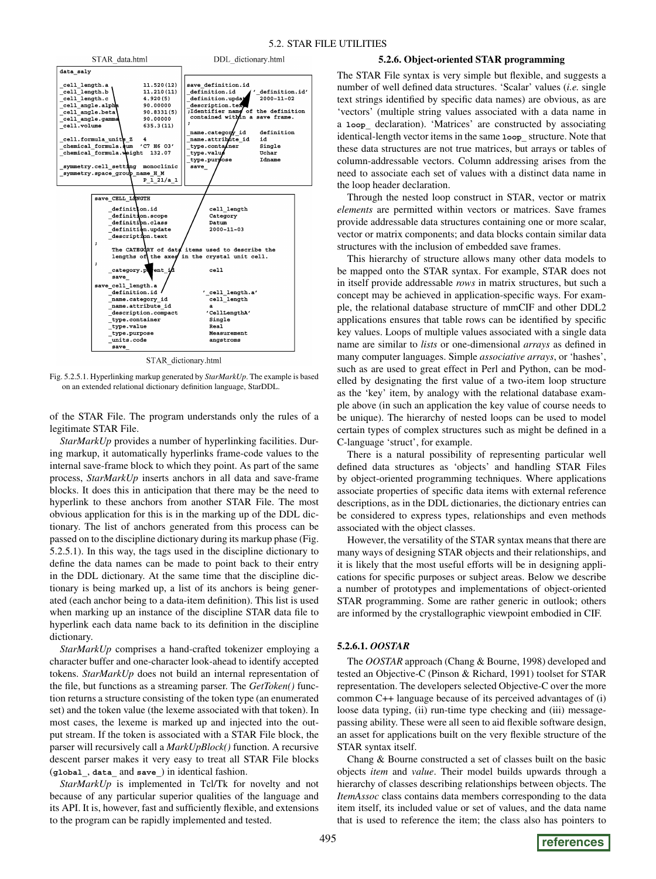STAR_data.html

```
data_saly

_cell_length.a               11.520(12)
_cell_length.b               11.210(11)
_cell_length.c               4.920(5)
_cell_angle.alpha            90.00000
_cell_angle.beta             90.8331(5)
_cell_angle.gamma            90.00000
_cell.volume                 635.3(11)

_cell.formula_units_Z        4
_chemical_formula.sum        'C7 H6 O3'
_chemical_formula.weight     132.07

_symmetry.cell_setting       monoclinic
_symmetry.space_group_name_H_M
                             P_1_21/a_1
```

DDL_dictionary.html

```
save_definition.id
_definition.id           '_definition.id'
_definition.update        2000-11-02
_description.text
;Identifier name of the definition
 contained within a save frame.
;
_name.category_id        definition
_name.attribute_id       id
_type.container          Single
_type.value              Uchar
_type.purpose            Idname
 save_
```

```
save_CELL_LENGTH

    _definition.id               cell_length
    _definition.scope            Category
    _definition.class            Datum
    _definition.update           2000-11-03
    _description.text
;
     The CATEGORY of data items used to describe the
     lengths of the axes in the crystal unit cell.
;
    _category.parent_id          cell
     save_
save_cell_length.a
    _definition.id              '_cell_length.a'
    _name.category_id            cell_length
    _name.attribute_id           a
    _description.compact        'CellLengthA'
    _type.container              Single
    _type.value                  Real
    _type.purpose                Measurement
    _units.code                  angstroms
     save_
```

STAR_dictionary.html

Fig. 5.2.5.1. Hyperlinking markup generated by *StarMarkUp*. The example is based on an extended relational dictionary definition language, StarDDL.

of the STAR File. The program understands only the rules of a legitimate STAR File.

*StarMarkUp* provides a number of hyperlinking facilities. During markup, it automatically hyperlinks frame-code values to the internal save-frame block to which they point. As part of the same process, *StarMarkUp* inserts anchors in all data and save-frame blocks. It does this in anticipation that there may be the need to hyperlink to these anchors from another STAR File. The most obvious application for this is in the marking up of the DDL dictionary. The list of anchors generated from this process can be passed on to the discipline dictionary during its markup phase (Fig. 5.2.5.1). In this way, the tags used in the discipline dictionary to define the data names can be made to point back to their entry in the DDL dictionary. At the same time that the discipline dictionary is being marked up, a list of its anchors is being generated (each anchor being to a data-item definition). This list is used when marking up an instance of the discipline STAR data file to hyperlink each data name back to its definition in the discipline dictionary.

*StarMarkUp* comprises a hand-crafted tokenizer employing a character buffer and one-character look-ahead to identify accepted tokens. *StarMarkUp* does not build an internal representation of the file, but functions as a streaming parser. The *GetToken()* function returns a structure consisting of the token type (an enumerated set) and the token value (the lexeme associated with that token). In most cases, the lexeme is marked up and injected into the output stream. If the token is associated with a STAR File block, the parser will recursively call a *MarkUpBlock()* function. A recursive descent parser makes it very easy to treat all STAR File blocks (**global_**, **data_** and **save_**) in identical fashion.

*StarMarkUp* is implemented in Tcl/Tk for novelty and not because of any particular superior qualities of the language and its API. It is, however, fast and sufficiently flexible, and extensions to the program can be rapidly implemented and tested.

### 5.2.6. Object-oriented STAR programming

The STAR File syntax is very simple but flexible, and suggests a number of well defined data structures. 'Scalar' values (*i.e.* single text strings identified by specific data names) are obvious, as are 'vectors' (multiple string values associated with a data name in a **loop_** declaration). 'Matrices' are constructed by associating identical-length vector items in the same **loop_** structure. Note that these data structures are not true matrices, but arrays or tables of column-addressable vectors. Column addressing arises from the need to associate each set of values with a distinct data name in the loop header declaration.

Through the nested loop construct in STAR, vector or matrix *elements* are permitted within vectors or matrices. Save frames provide addressable data structures containing one or more scalar, vector or matrix components; and data blocks contain similar data structures with the inclusion of embedded save frames.

This hierarchy of structure allows many other data models to be mapped onto the STAR syntax. For example, STAR does not in itself provide addressable *rows* in matrix structures, but such a concept may be achieved in application-specific ways. For example, the relational database structure of mmCIF and other DDL2 applications ensures that table rows can be identified by specific key values. Loops of multiple values associated with a single data name are similar to *lists* or one-dimensional *arrays* as defined in many computer languages. Simple *associative arrays*, or 'hashes', such as are used to great effect in Perl and Python, can be modelled by designating the first value of a two-item loop structure as the 'key' item, by analogy with the relational database example above (in such an application the key value of course needs to be unique). The hierarchy of nested loops can be used to model certain types of complex structures such as might be defined in a C-language 'struct', for example.

There is a natural possibility of representing particular well defined data structures as 'objects' and handling STAR Files by object-oriented programming techniques. Where applications associate properties of specific data items with external reference descriptions, as in the DDL dictionaries, the dictionary entries can be considered to express types, relationships and even methods associated with the object classes.

However, the versatility of the STAR syntax means that there are many ways of designing STAR objects and their relationships, and it is likely that the most useful efforts will be in designing applications for specific purposes or subject areas. Below we describe a number of prototypes and implementations of object-oriented STAR programming. Some are rather generic in outlook; others are informed by the crystallographic viewpoint embodied in CIF.

#### 5.2.6.1. *OOSTAR*

The *OOSTAR* approach (Chang & Bourne, 1998) developed and tested an Objective-C (Pinson & Richard, 1991) toolset for STAR representation. The developers selected Objective-C over the more common C++ language because of its perceived advantages of (i) loose data typing, (ii) run-time type checking and (iii) message-passing ability. These were all seen to aid flexible software design, an asset for applications built on the very flexible structure of the STAR syntax itself.

Chang & Bourne constructed a set of classes built on the basic objects *item* and *value*. Their model builds upwards through a hierarchy of classes describing relationships between objects. The *ItemAssoc* class contains data members corresponding to the data item itself, its included value or set of values, and the data name that is used to reference the item; the class also has pointers to